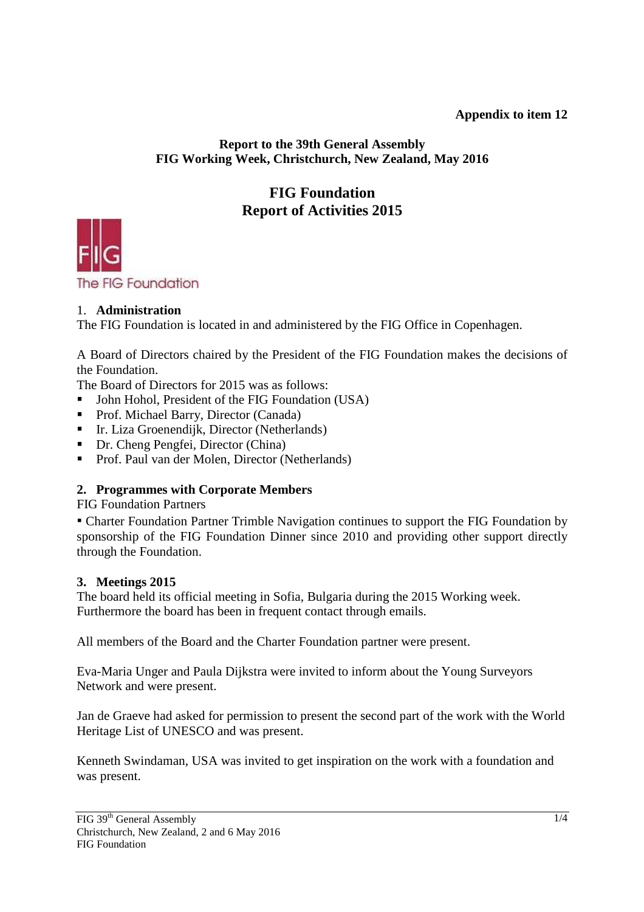**Appendix to item 12**

**Report to the 39th General Assembly**
**FIG Working Week, Christchurch, New Zealand, May 2016**

# FIG Foundation
# Report of Activities 2015

## 1. Administration

The FIG Foundation is located in and administered by the FIG Office in Copenhagen.

A Board of Directors chaired by the President of the FIG Foundation makes the decisions of the Foundation.

The Board of Directors for 2015 was as follows:

- John Hohol, President of the FIG Foundation (USA)
- Prof. Michael Barry, Director (Canada)
- Ir. Liza Groenendijk, Director (Netherlands)
- Dr. Cheng Pengfei, Director (China)
- Prof. Paul van der Molen, Director (Netherlands)

## 2. Programmes with Corporate Members

FIG Foundation Partners

- Charter Foundation Partner Trimble Navigation continues to support the FIG Foundation by sponsorship of the FIG Foundation Dinner since 2010 and providing other support directly through the Foundation.

## 3. Meetings 2015

The board held its official meeting in Sofia, Bulgaria during the 2015 Working week. Furthermore the board has been in frequent contact through emails.

All members of the Board and the Charter Foundation partner were present.

Eva-Maria Unger and Paula Dijkstra were invited to inform about the Young Surveyors Network and were present.

Jan de Graeve had asked for permission to present the second part of the work with the World Heritage List of UNESCO and was present.

Kenneth Swindaman, USA was invited to get inspiration on the work with a foundation and was present.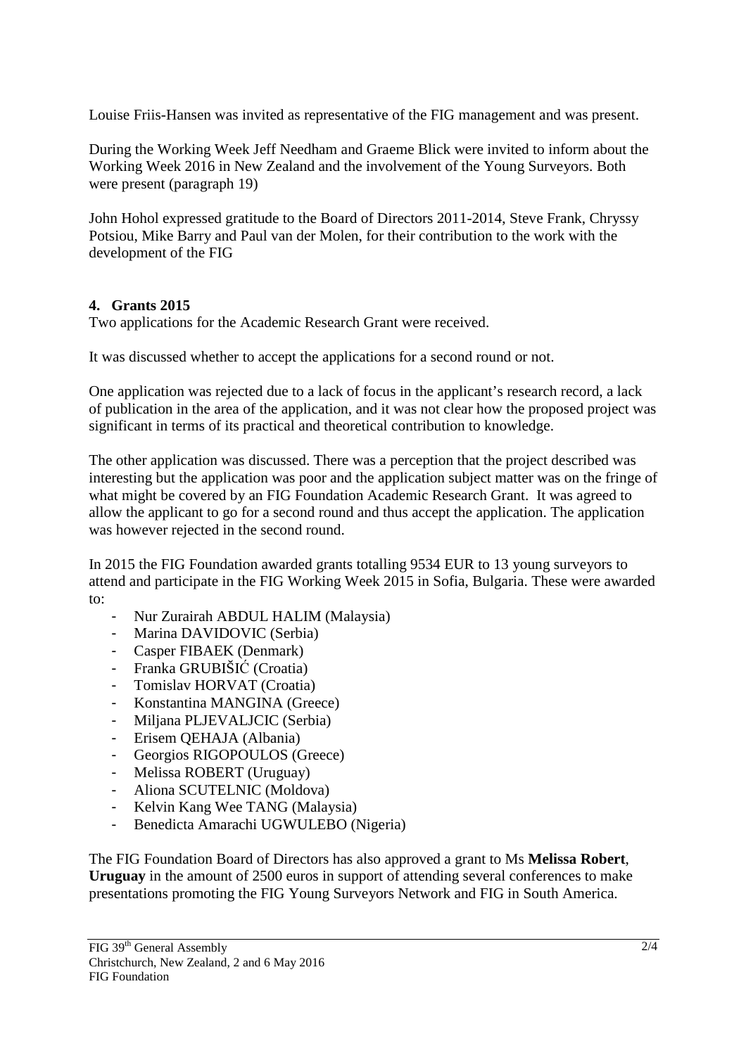Louise Friis-Hansen was invited as representative of the FIG management and was present.

During the Working Week Jeff Needham and Graeme Blick were invited to inform about the Working Week 2016 in New Zealand and the involvement of the Young Surveyors. Both were present (paragraph 19)

John Hohol expressed gratitude to the Board of Directors 2011-2014, Steve Frank, Chryssy Potsiou, Mike Barry and Paul van der Molen, for their contribution to the work with the development of the FIG

## 4. Grants 2015

Two applications for the Academic Research Grant were received.

It was discussed whether to accept the applications for a second round or not.

One application was rejected due to a lack of focus in the applicant's research record, a lack of publication in the area of the application, and it was not clear how the proposed project was significant in terms of its practical and theoretical contribution to knowledge.

The other application was discussed. There was a perception that the project described was interesting but the application was poor and the application subject matter was on the fringe of what might be covered by an FIG Foundation Academic Research Grant. It was agreed to allow the applicant to go for a second round and thus accept the application. The application was however rejected in the second round.

In 2015 the FIG Foundation awarded grants totalling 9534 EUR to 13 young surveyors to attend and participate in the FIG Working Week 2015 in Sofia, Bulgaria. These were awarded to:

- Nur Zurairah ABDUL HALIM (Malaysia)
- Marina DAVIDOVIC (Serbia)
- Casper FIBAEK (Denmark)
- Franka GRUBIŠIĆ (Croatia)
- Tomislav HORVAT (Croatia)
- Konstantina MANGINA (Greece)
- Miljana PLJEVALJCIC (Serbia)
- Erisem QEHAJA (Albania)
- Georgios RIGOPOULOS (Greece)
- Melissa ROBERT (Uruguay)
- Aliona SCUTELNIC (Moldova)
- Kelvin Kang Wee TANG (Malaysia)
- Benedicta Amarachi UGWULEBO (Nigeria)

The FIG Foundation Board of Directors has also approved a grant to Ms **Melissa Robert**, **Uruguay** in the amount of 2500 euros in support of attending several conferences to make presentations promoting the FIG Young Surveyors Network and FIG in South America.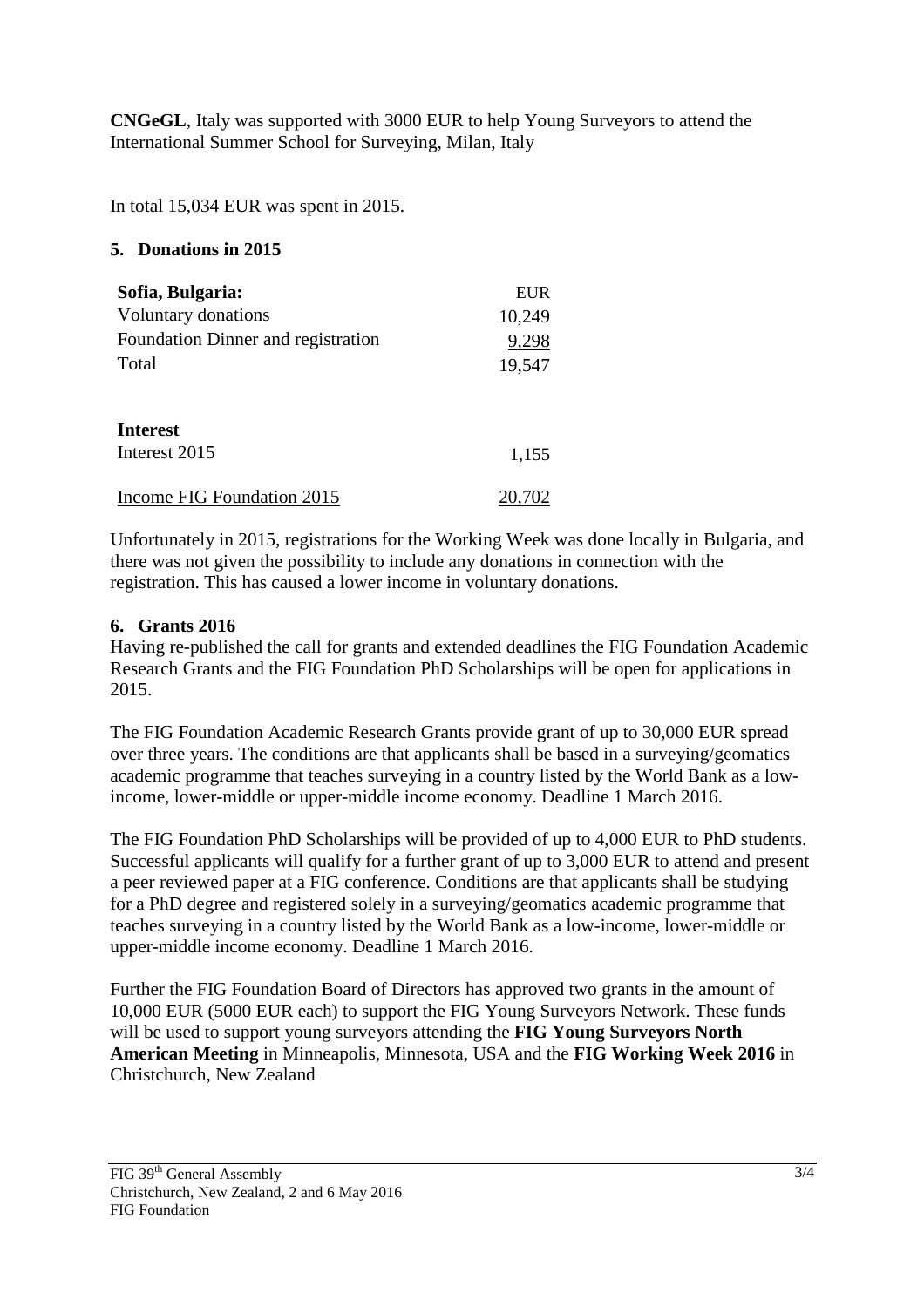**CNGeGL**, Italy was supported with 3000 EUR to help Young Surveyors to attend the International Summer School for Surveying, Milan, Italy

In total 15,034 EUR was spent in 2015.

## 5. Donations in 2015

| **Sofia, Bulgaria:** | EUR |
|---|---|
| Voluntary donations | 10,249 |
| Foundation Dinner and registration | 9,298 |
| Total | 19,547 |
| | |
| **Interest** | |
| Interest 2015 | 1,155 |
| | |
| Income FIG Foundation 2015 | 20,702 |

Unfortunately in 2015, registrations for the Working Week was done locally in Bulgaria, and there was not given the possibility to include any donations in connection with the registration. This has caused a lower income in voluntary donations.

## 6. Grants 2016

Having re-published the call for grants and extended deadlines the FIG Foundation Academic Research Grants and the FIG Foundation PhD Scholarships will be open for applications in 2015.

The FIG Foundation Academic Research Grants provide grant of up to 30,000 EUR spread over three years. The conditions are that applicants shall be based in a surveying/geomatics academic programme that teaches surveying in a country listed by the World Bank as a low-income, lower-middle or upper-middle income economy. Deadline 1 March 2016.

The FIG Foundation PhD Scholarships will be provided of up to 4,000 EUR to PhD students. Successful applicants will qualify for a further grant of up to 3,000 EUR to attend and present a peer reviewed paper at a FIG conference. Conditions are that applicants shall be studying for a PhD degree and registered solely in a surveying/geomatics academic programme that teaches surveying in a country listed by the World Bank as a low-income, lower-middle or upper-middle income economy. Deadline 1 March 2016.

Further the FIG Foundation Board of Directors has approved two grants in the amount of 10,000 EUR (5000 EUR each) to support the FIG Young Surveyors Network. These funds will be used to support young surveyors attending the **FIG Young Surveyors North American Meeting** in Minneapolis, Minnesota, USA and the **FIG Working Week 2016** in Christchurch, New Zealand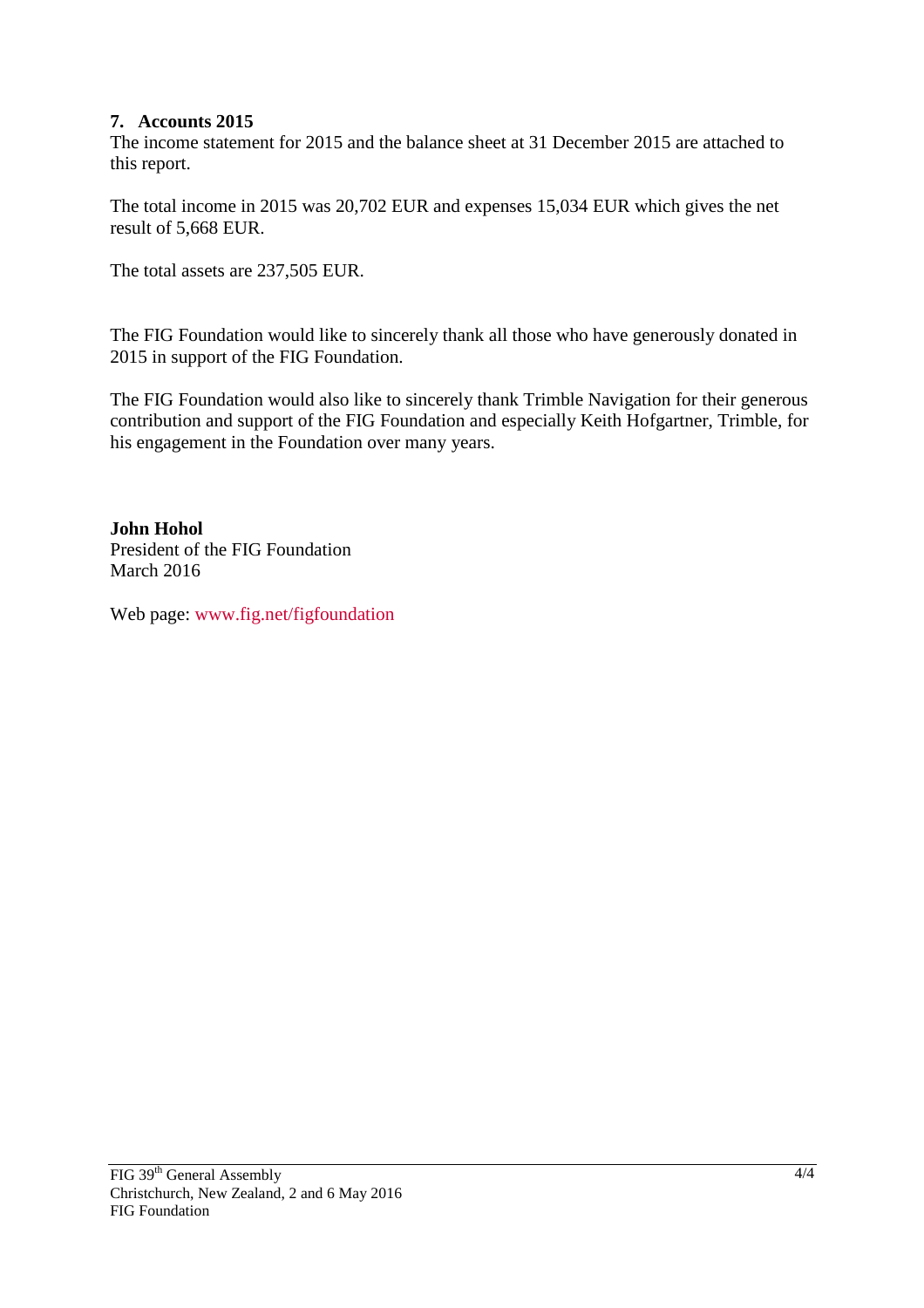## 7. Accounts 2015

The income statement for 2015 and the balance sheet at 31 December 2015 are attached to this report.

The total income in 2015 was 20,702 EUR and expenses 15,034 EUR which gives the net result of 5,668 EUR.

The total assets are 237,505 EUR.

The FIG Foundation would like to sincerely thank all those who have generously donated in 2015 in support of the FIG Foundation.

The FIG Foundation would also like to sincerely thank Trimble Navigation for their generous contribution and support of the FIG Foundation and especially Keith Hofgartner, Trimble, for his engagement in the Foundation over many years.

**John Hohol**
President of the FIG Foundation
March 2016

Web page: www.fig.net/figfoundation